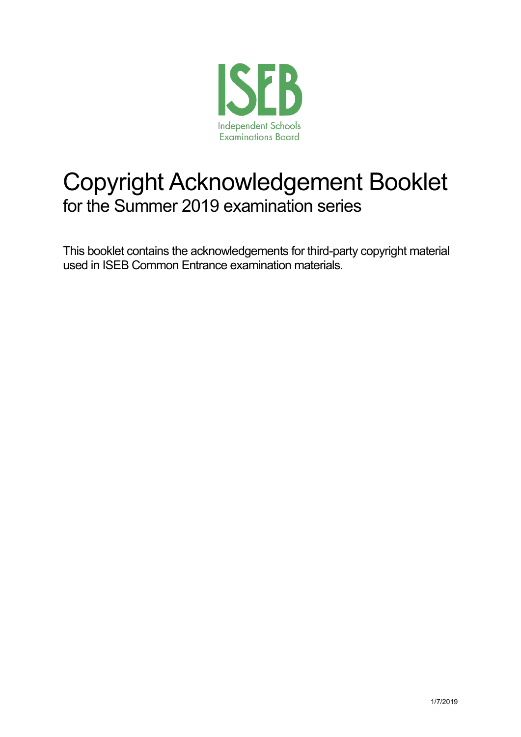ISEB

Independent Schools Examinations Board

# Copyright Acknowledgement Booklet

## for the Summer 2019 examination series

This booklet contains the acknowledgements for third-party copyright material used in ISEB Common Entrance examination materials.

1/7/2019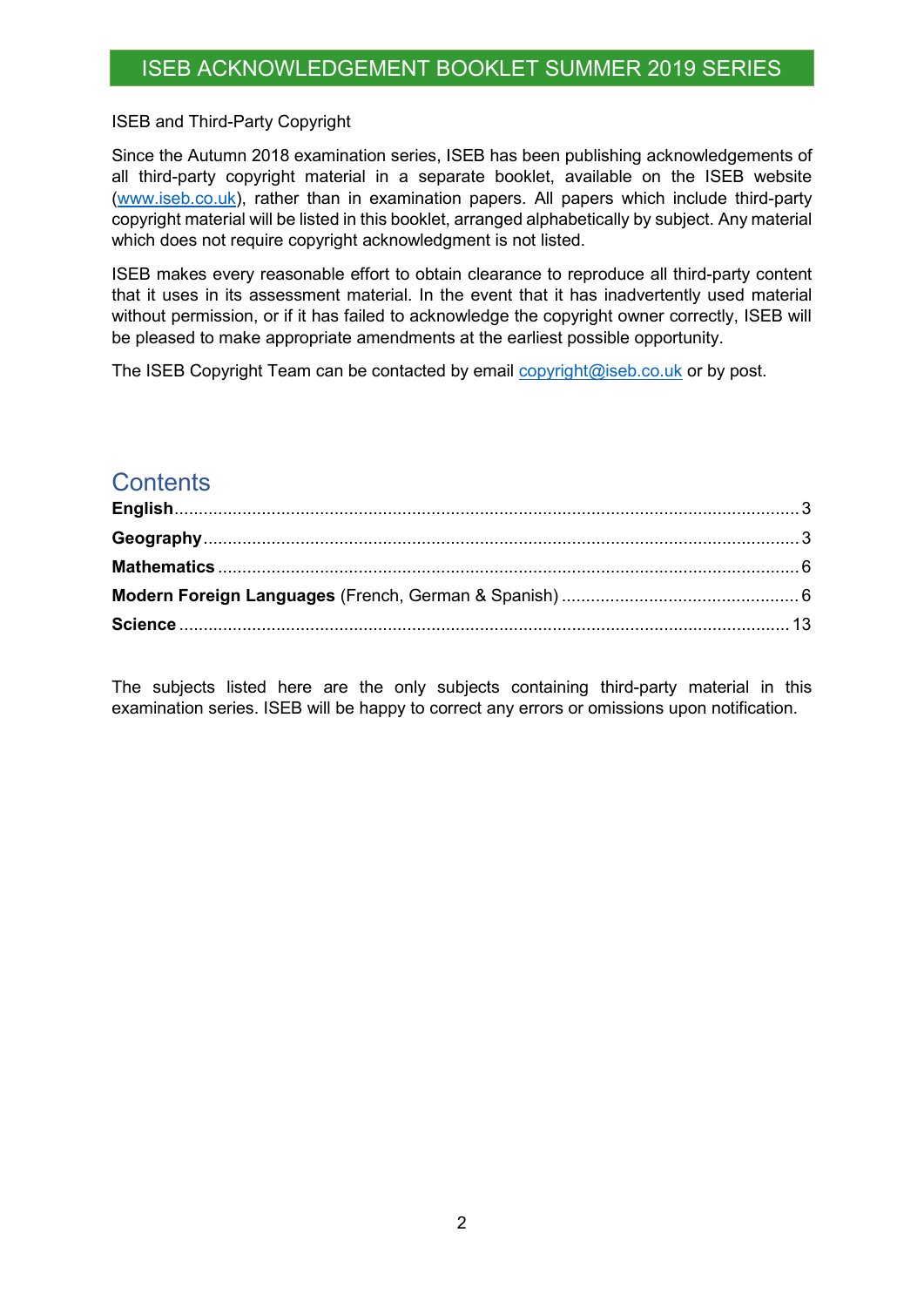# ISEB ACKNOWLEDGEMENT BOOKLET SUMMER 2019 SERIES

ISEB and Third-Party Copyright

Since the Autumn 2018 examination series, ISEB has been publishing acknowledgements of all third-party copyright material in a separate booklet, available on the ISEB website (www.iseb.co.uk), rather than in examination papers. All papers which include third-party copyright material will be listed in this booklet, arranged alphabetically by subject. Any material which does not require copyright acknowledgment is not listed.

ISEB makes every reasonable effort to obtain clearance to reproduce all third-party content that it uses in its assessment material. In the event that it has inadvertently used material without permission, or if it has failed to acknowledge the copyright owner correctly, ISEB will be pleased to make appropriate amendments at the earliest possible opportunity.

The ISEB Copyright Team can be contacted by email copyright@iseb.co.uk or by post.

## Contents

**English** ........ 3
**Geography** ........ 3
**Mathematics** ........ 6
**Modern Foreign Languages** (French, German & Spanish) ........ 6
**Science** ........ 13

The subjects listed here are the only subjects containing third-party material in this examination series. ISEB will be happy to correct any errors or omissions upon notification.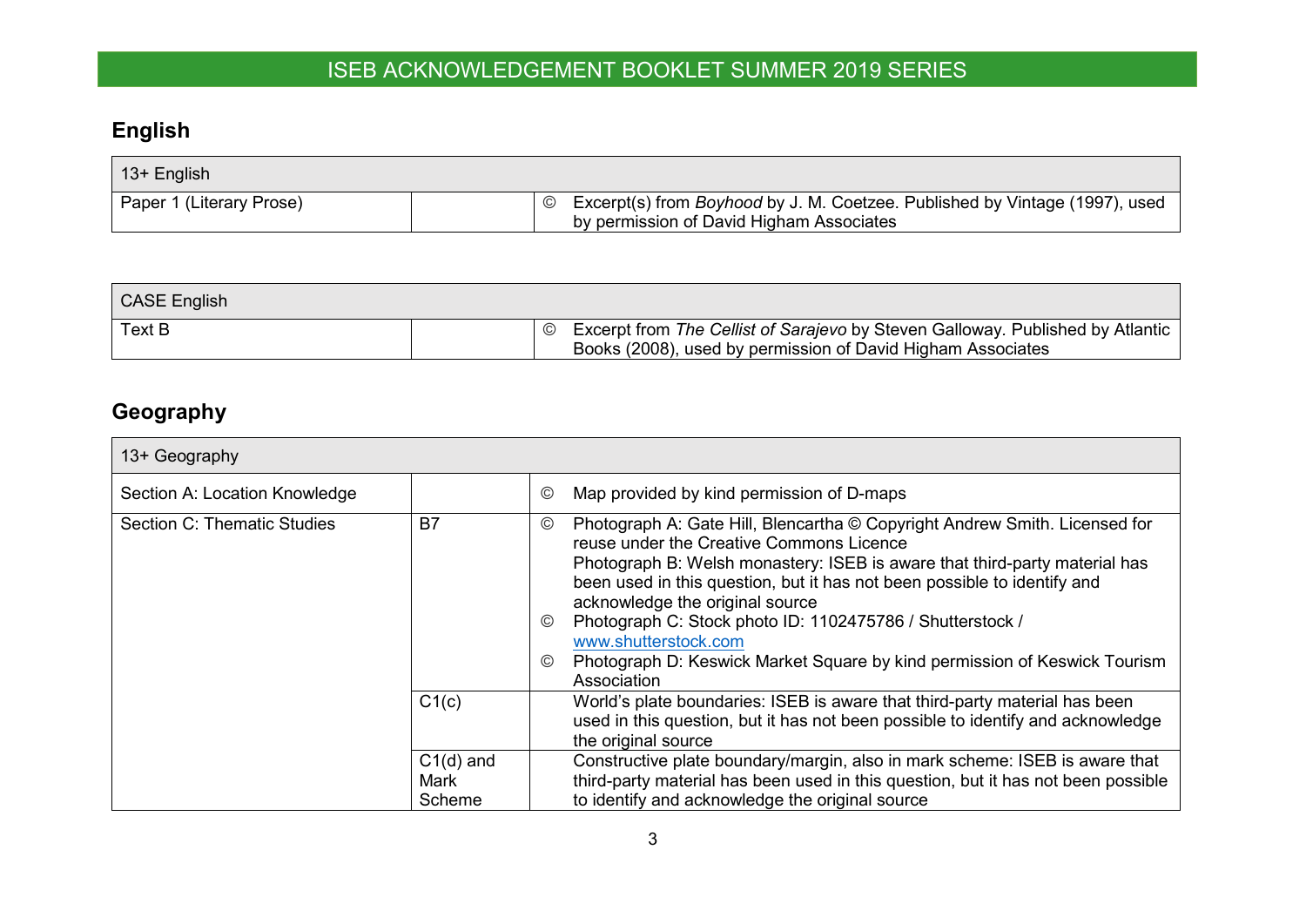## English

| 13+ English | | | |
|---|---|---|---|
| Paper 1 (Literary Prose) | | © | Excerpt(s) from *Boyhood* by J. M. Coetzee. Published by Vintage (1997), used by permission of David Higham Associates |

| CASE English | | | |
|---|---|---|---|
| Text B | | © | Excerpt from *The Cellist of Sarajevo* by Steven Galloway. Published by Atlantic Books (2008), used by permission of David Higham Associates |

## Geography

| 13+ Geography | | | |
|---|---|---|---|
| Section A: Location Knowledge | | © | Map provided by kind permission of D-maps |
| Section C: Thematic Studies | B7 | © | Photograph A: Gate Hill, Blencartha © Copyright Andrew Smith. Licensed for reuse under the Creative Commons Licence<br>Photograph B: Welsh monastery: ISEB is aware that third-party material has been used in this question, but it has not been possible to identify and acknowledge the original source |
| | | © | Photograph C: Stock photo ID: 1102475786 / Shutterstock / www.shutterstock.com |
| | | © | Photograph D: Keswick Market Square by kind permission of Keswick Tourism Association |
| | C1(c) | | World's plate boundaries: ISEB is aware that third-party material has been used in this question, but it has not been possible to identify and acknowledge the original source |
| | C1(d) and Mark Scheme | | Constructive plate boundary/margin, also in mark scheme: ISEB is aware that third-party material has been used in this question, but it has not been possible to identify and acknowledge the original source |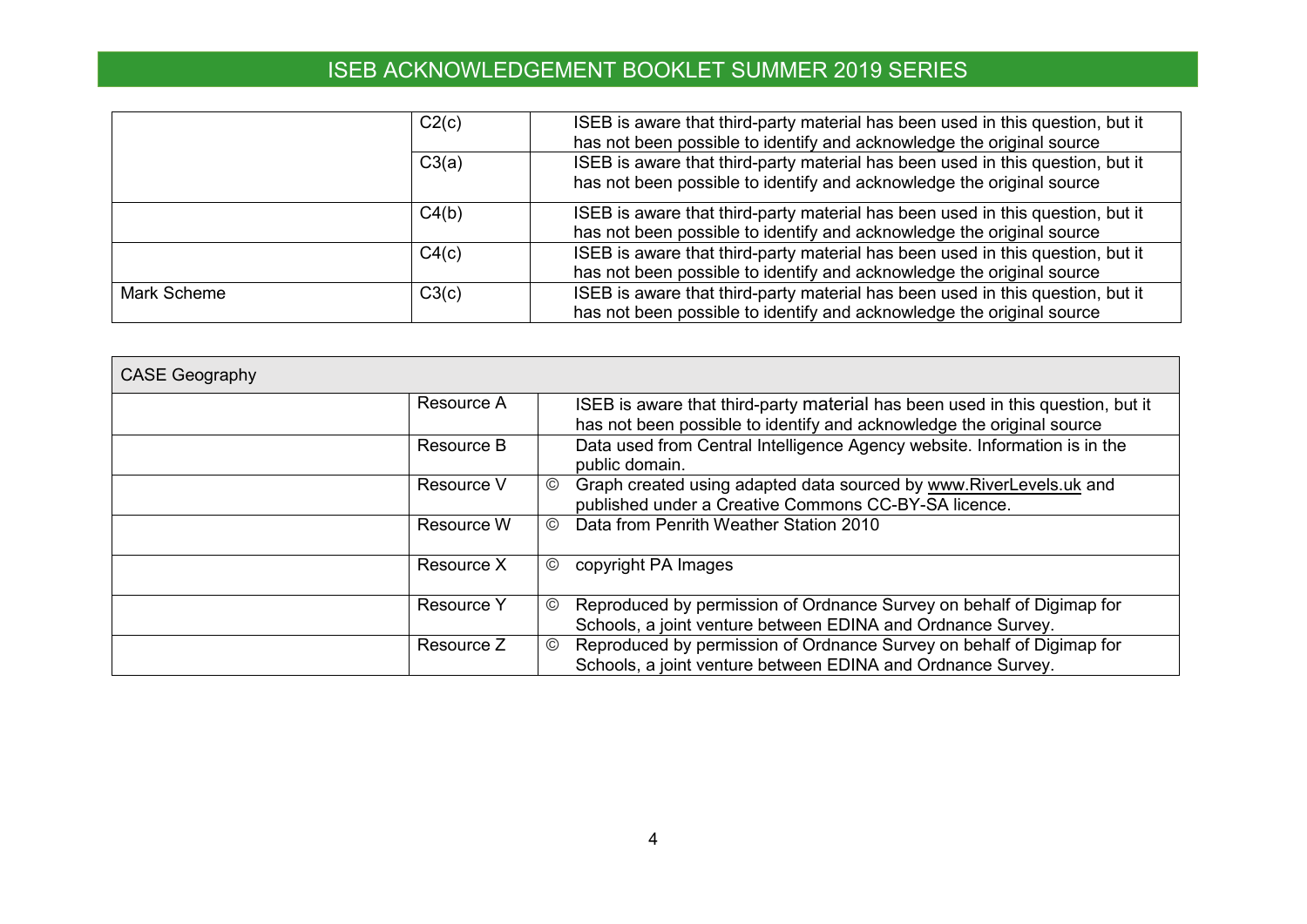| | | |
|---|---|---|
| | C2(c) | ISEB is aware that third-party material has been used in this question, but it has not been possible to identify and acknowledge the original source |
| | C3(a) | ISEB is aware that third-party material has been used in this question, but it has not been possible to identify and acknowledge the original source |
| | C4(b) | ISEB is aware that third-party material has been used in this question, but it has not been possible to identify and acknowledge the original source |
| | C4(c) | ISEB is aware that third-party material has been used in this question, but it has not been possible to identify and acknowledge the original source |
| Mark Scheme | C3(c) | ISEB is aware that third-party material has been used in this question, but it has not been possible to identify and acknowledge the original source |

| CASE Geography | | |
|---|---|---|
| | Resource A | ISEB is aware that third-party material has been used in this question, but it has not been possible to identify and acknowledge the original source |
| | Resource B | Data used from Central Intelligence Agency website. Information is in the public domain. |
| | Resource V | © Graph created using adapted data sourced by www.RiverLevels.uk and published under a Creative Commons CC-BY-SA licence. |
| | Resource W | © Data from Penrith Weather Station 2010 |
| | Resource X | © copyright PA Images |
| | Resource Y | © Reproduced by permission of Ordnance Survey on behalf of Digimap for Schools, a joint venture between EDINA and Ordnance Survey. |
| | Resource Z | © Reproduced by permission of Ordnance Survey on behalf of Digimap for Schools, a joint venture between EDINA and Ordnance Survey. |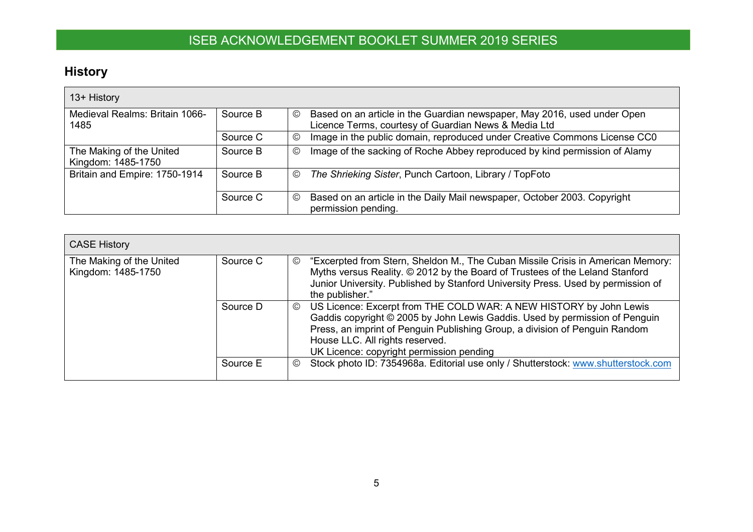# ISEB ACKNOWLEDGEMENT BOOKLET SUMMER 2019 SERIES

## History

| 13+ History | | |
|---|---|---|
| Medieval Realms: Britain 1066-1485 | Source B | © Based on an article in the Guardian newspaper, May 2016, used under Open Licence Terms, courtesy of Guardian News & Media Ltd |
| | Source C | © Image in the public domain, reproduced under Creative Commons License CC0 |
| The Making of the United Kingdom: 1485-1750 | Source B | © Image of the sacking of Roche Abbey reproduced by kind permission of Alamy |
| Britain and Empire: 1750-1914 | Source B | © *The Shrieking Sister*, Punch Cartoon, Library / TopFoto |
| | Source C | © Based on an article in the Daily Mail newspaper, October 2003. Copyright permission pending. |

| CASE History | | |
|---|---|---|
| The Making of the United Kingdom: 1485-1750 | Source C | © "Excerpted from Stern, Sheldon M., The Cuban Missile Crisis in American Memory: Myths versus Reality. © 2012 by the Board of Trustees of the Leland Stanford Junior University. Published by Stanford University Press. Used by permission of the publisher." |
| | Source D | © US Licence: Excerpt from THE COLD WAR: A NEW HISTORY by John Lewis Gaddis copyright © 2005 by John Lewis Gaddis. Used by permission of Penguin Press, an imprint of Penguin Publishing Group, a division of Penguin Random House LLC. All rights reserved. UK Licence: copyright permission pending |
| | Source E | © Stock photo ID: 7354968a. Editorial use only / Shutterstock: www.shutterstock.com |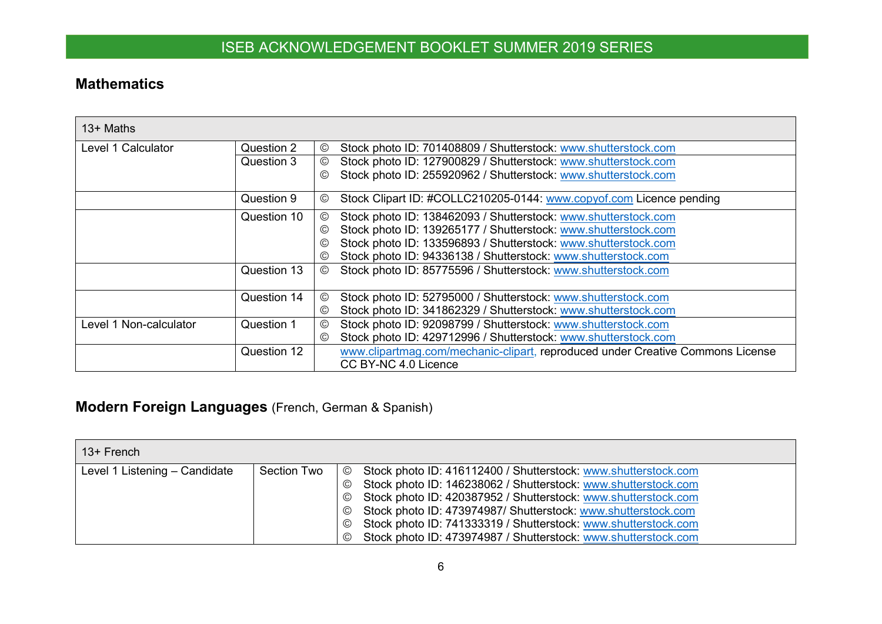## Mathematics

| 13+ Maths | | |
|---|---|---|
| Level 1 Calculator | Question 2 | © Stock photo ID: 701408809 / Shutterstock: www.shutterstock.com |
| | Question 3 | © Stock photo ID: 127900829 / Shutterstock: www.shutterstock.com<br>© Stock photo ID: 255920962 / Shutterstock: www.shutterstock.com |
| | Question 9 | © Stock Clipart ID: #COLLC210205-0144: www.copyof.com Licence pending |
| | Question 10 | © Stock photo ID: 138462093 / Shutterstock: www.shutterstock.com<br>© Stock photo ID: 139265177 / Shutterstock: www.shutterstock.com<br>© Stock photo ID: 133596893 / Shutterstock: www.shutterstock.com<br>© Stock photo ID: 94336138 / Shutterstock: www.shutterstock.com |
| | Question 13 | © Stock photo ID: 85775596 / Shutterstock: www.shutterstock.com |
| | Question 14 | © Stock photo ID: 52795000 / Shutterstock: www.shutterstock.com<br>© Stock photo ID: 341862329 / Shutterstock: www.shutterstock.com |
| Level 1 Non-calculator | Question 1 | © Stock photo ID: 92098799 / Shutterstock: www.shutterstock.com<br>© Stock photo ID: 429712996 / Shutterstock: www.shutterstock.com |
| | Question 12 | www.clipartmag.com/mechanic-clipart, reproduced under Creative Commons License CC BY-NC 4.0 Licence |

## Modern Foreign Languages (French, German & Spanish)

| 13+ French | | |
|---|---|---|
| Level 1 Listening – Candidate | Section Two | © Stock photo ID: 416112400 / Shutterstock: www.shutterstock.com<br>© Stock photo ID: 146238062 / Shutterstock: www.shutterstock.com<br>© Stock photo ID: 420387952 / Shutterstock: www.shutterstock.com<br>© Stock photo ID: 473974987/ Shutterstock: www.shutterstock.com<br>© Stock photo ID: 741333319 / Shutterstock: www.shutterstock.com<br>© Stock photo ID: 473974987 / Shutterstock: www.shutterstock.com |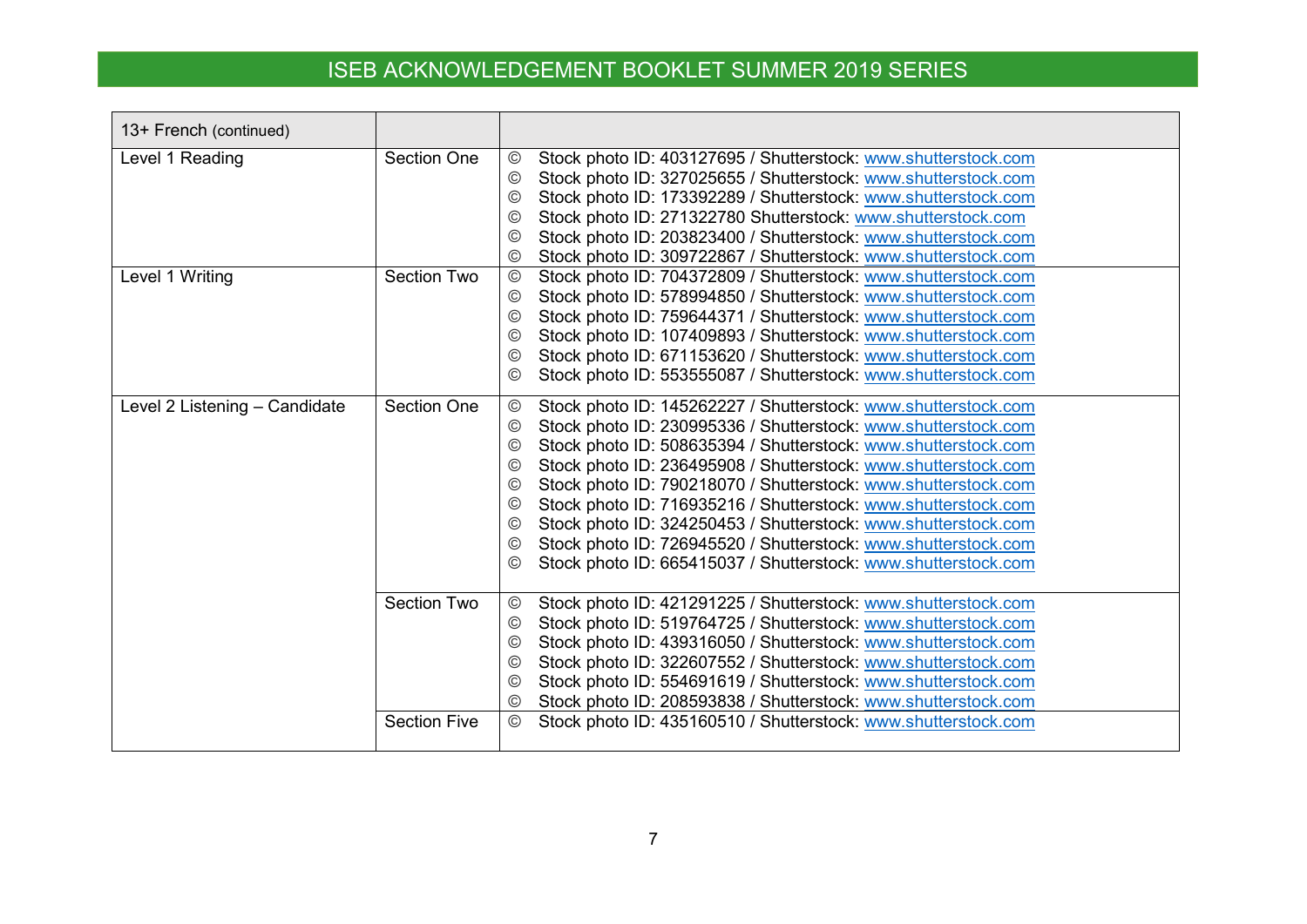| 13+ French (continued) | | |
|---|---|---|
| Level 1 Reading | Section One | © Stock photo ID: 403127695 / Shutterstock: www.shutterstock.com<br>© Stock photo ID: 327025655 / Shutterstock: www.shutterstock.com<br>© Stock photo ID: 173392289 / Shutterstock: www.shutterstock.com<br>© Stock photo ID: 271322780 Shutterstock: www.shutterstock.com<br>© Stock photo ID: 203823400 / Shutterstock: www.shutterstock.com<br>© Stock photo ID: 309722867 / Shutterstock: www.shutterstock.com |
| Level 1 Writing | Section Two | © Stock photo ID: 704372809 / Shutterstock: www.shutterstock.com<br>© Stock photo ID: 578994850 / Shutterstock: www.shutterstock.com<br>© Stock photo ID: 759644371 / Shutterstock: www.shutterstock.com<br>© Stock photo ID: 107409893 / Shutterstock: www.shutterstock.com<br>© Stock photo ID: 671153620 / Shutterstock: www.shutterstock.com<br>© Stock photo ID: 553555087 / Shutterstock: www.shutterstock.com |
| Level 2 Listening – Candidate | Section One | © Stock photo ID: 145262227 / Shutterstock: www.shutterstock.com<br>© Stock photo ID: 230995336 / Shutterstock: www.shutterstock.com<br>© Stock photo ID: 508635394 / Shutterstock: www.shutterstock.com<br>© Stock photo ID: 236495908 / Shutterstock: www.shutterstock.com<br>© Stock photo ID: 790218070 / Shutterstock: www.shutterstock.com<br>© Stock photo ID: 716935216 / Shutterstock: www.shutterstock.com<br>© Stock photo ID: 324250453 / Shutterstock: www.shutterstock.com<br>© Stock photo ID: 726945520 / Shutterstock: www.shutterstock.com<br>© Stock photo ID: 665415037 / Shutterstock: www.shutterstock.com |
| | Section Two | © Stock photo ID: 421291225 / Shutterstock: www.shutterstock.com<br>© Stock photo ID: 519764725 / Shutterstock: www.shutterstock.com<br>© Stock photo ID: 439316050 / Shutterstock: www.shutterstock.com<br>© Stock photo ID: 322607552 / Shutterstock: www.shutterstock.com<br>© Stock photo ID: 554691619 / Shutterstock: www.shutterstock.com<br>© Stock photo ID: 208593838 / Shutterstock: www.shutterstock.com |
| | Section Five | © Stock photo ID: 435160510 / Shutterstock: www.shutterstock.com |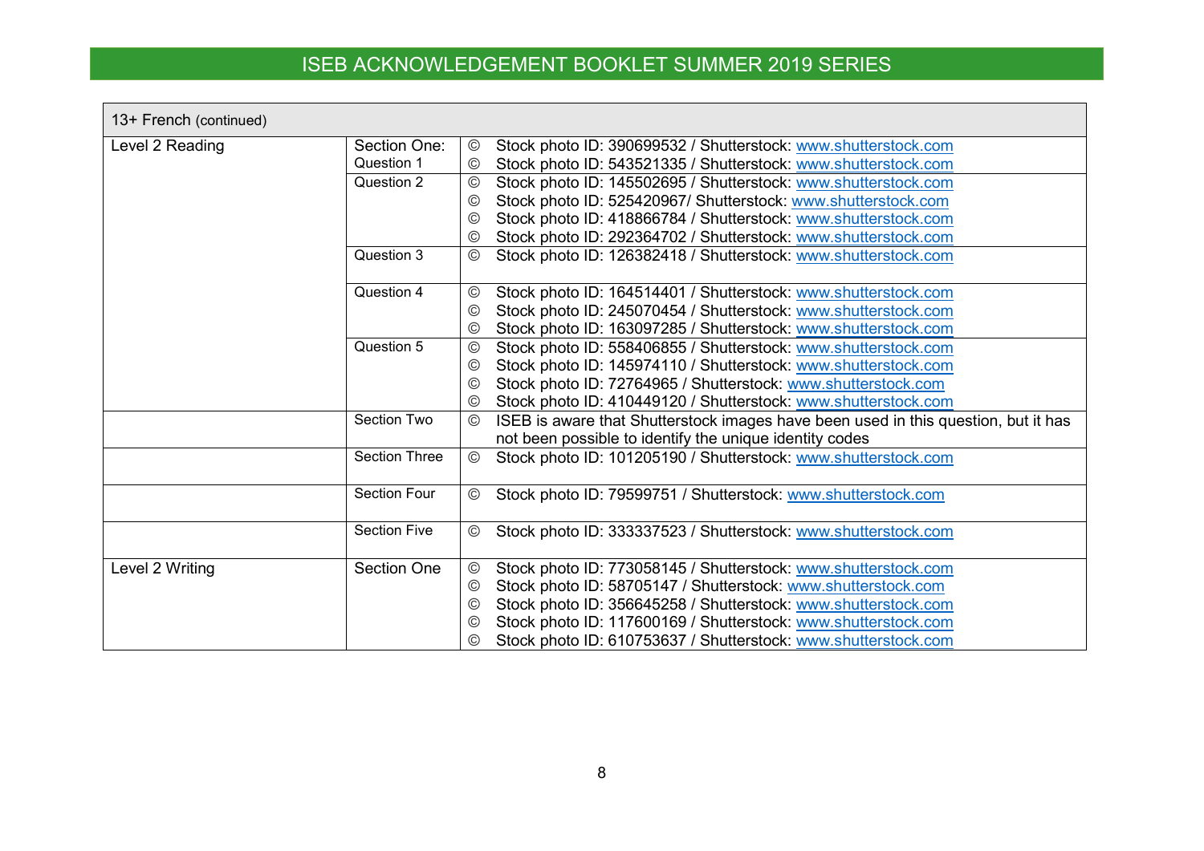| 13+ French (continued) | | |
|---|---|---|
| Level 2 Reading | Section One: Question 1 | © Stock photo ID: 390699532 / Shutterstock: www.shutterstock.com<br>© Stock photo ID: 543521335 / Shutterstock: www.shutterstock.com |
| | Question 2 | © Stock photo ID: 145502695 / Shutterstock: www.shutterstock.com<br>© Stock photo ID: 525420967/ Shutterstock: www.shutterstock.com<br>© Stock photo ID: 418866784 / Shutterstock: www.shutterstock.com<br>© Stock photo ID: 292364702 / Shutterstock: www.shutterstock.com |
| | Question 3 | © Stock photo ID: 126382418 / Shutterstock: www.shutterstock.com |
| | Question 4 | © Stock photo ID: 164514401 / Shutterstock: www.shutterstock.com<br>© Stock photo ID: 245070454 / Shutterstock: www.shutterstock.com<br>© Stock photo ID: 163097285 / Shutterstock: www.shutterstock.com |
| | Question 5 | © Stock photo ID: 558406855 / Shutterstock: www.shutterstock.com<br>© Stock photo ID: 145974110 / Shutterstock: www.shutterstock.com<br>© Stock photo ID: 72764965 / Shutterstock: www.shutterstock.com<br>© Stock photo ID: 410449120 / Shutterstock: www.shutterstock.com |
| | Section Two | © ISEB is aware that Shutterstock images have been used in this question, but it has not been possible to identify the unique identity codes |
| | Section Three | © Stock photo ID: 101205190 / Shutterstock: www.shutterstock.com |
| | Section Four | © Stock photo ID: 79599751 / Shutterstock: www.shutterstock.com |
| | Section Five | © Stock photo ID: 333337523 / Shutterstock: www.shutterstock.com |
| Level 2 Writing | Section One | © Stock photo ID: 773058145 / Shutterstock: www.shutterstock.com<br>© Stock photo ID: 58705147 / Shutterstock: www.shutterstock.com<br>© Stock photo ID: 356645258 / Shutterstock: www.shutterstock.com<br>© Stock photo ID: 117600169 / Shutterstock: www.shutterstock.com<br>© Stock photo ID: 610753637 / Shutterstock: www.shutterstock.com |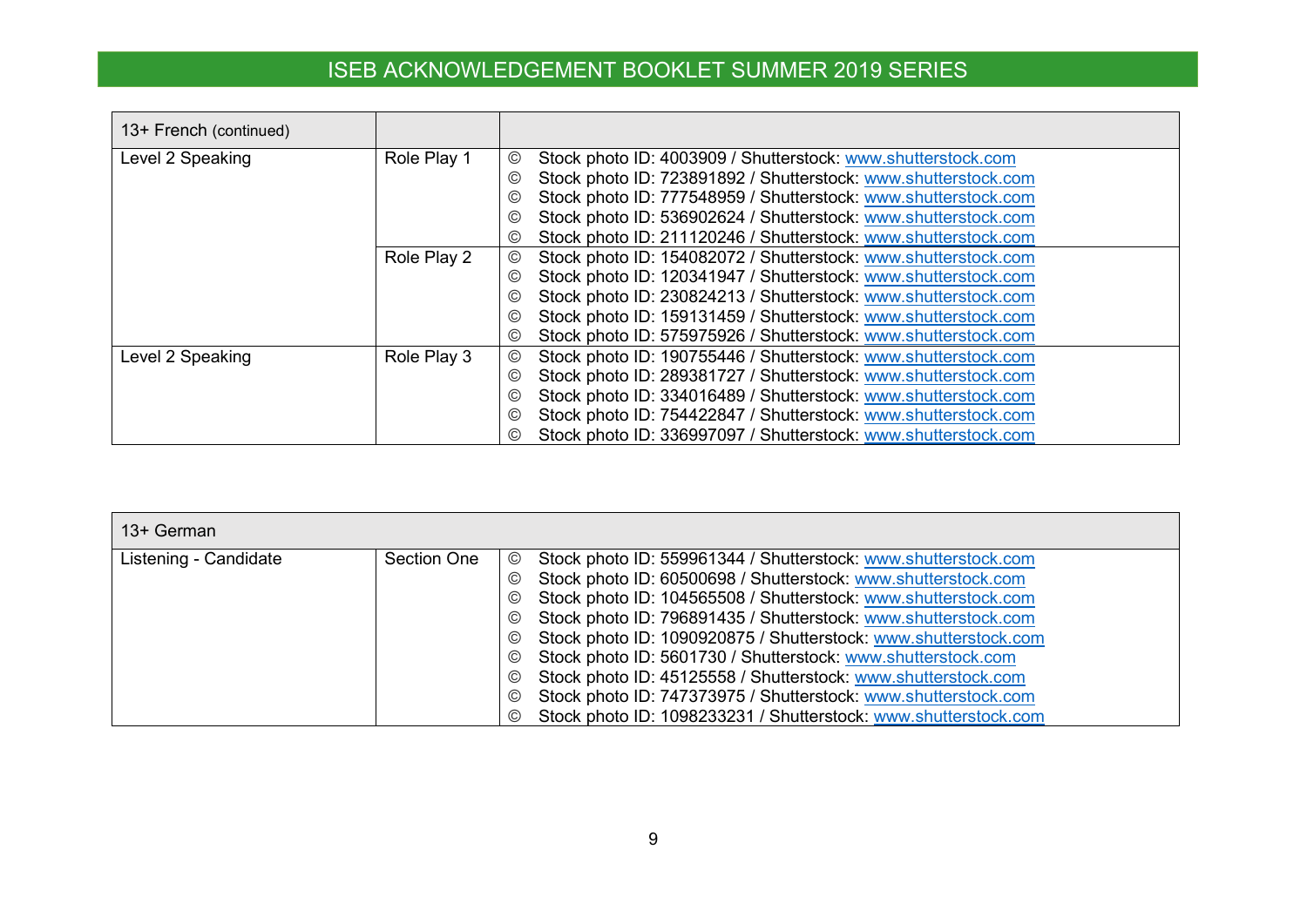| 13+ French (continued) | | |
|---|---|---|
| Level 2 Speaking | Role Play 1 | © Stock photo ID: 4003909 / Shutterstock: www.shutterstock.com<br>© Stock photo ID: 723891892 / Shutterstock: www.shutterstock.com<br>© Stock photo ID: 777548959 / Shutterstock: www.shutterstock.com<br>© Stock photo ID: 536902624 / Shutterstock: www.shutterstock.com<br>© Stock photo ID: 211120246 / Shutterstock: www.shutterstock.com |
| | Role Play 2 | © Stock photo ID: 154082072 / Shutterstock: www.shutterstock.com<br>© Stock photo ID: 120341947 / Shutterstock: www.shutterstock.com<br>© Stock photo ID: 230824213 / Shutterstock: www.shutterstock.com<br>© Stock photo ID: 159131459 / Shutterstock: www.shutterstock.com<br>© Stock photo ID: 575975926 / Shutterstock: www.shutterstock.com |
| Level 2 Speaking | Role Play 3 | © Stock photo ID: 190755446 / Shutterstock: www.shutterstock.com<br>© Stock photo ID: 289381727 / Shutterstock: www.shutterstock.com<br>© Stock photo ID: 334016489 / Shutterstock: www.shutterstock.com<br>© Stock photo ID: 754422847 / Shutterstock: www.shutterstock.com<br>© Stock photo ID: 336997097 / Shutterstock: www.shutterstock.com |

| 13+ German | | |
|---|---|---|
| Listening - Candidate | Section One | © Stock photo ID: 559961344 / Shutterstock: www.shutterstock.com<br>© Stock photo ID: 60500698 / Shutterstock: www.shutterstock.com<br>© Stock photo ID: 104565508 / Shutterstock: www.shutterstock.com<br>© Stock photo ID: 796891435 / Shutterstock: www.shutterstock.com<br>© Stock photo ID: 1090920875 / Shutterstock: www.shutterstock.com<br>© Stock photo ID: 5601730 / Shutterstock: www.shutterstock.com<br>© Stock photo ID: 45125558 / Shutterstock: www.shutterstock.com<br>© Stock photo ID: 747373975 / Shutterstock: www.shutterstock.com<br>© Stock photo ID: 1098233231 / Shutterstock: www.shutterstock.com |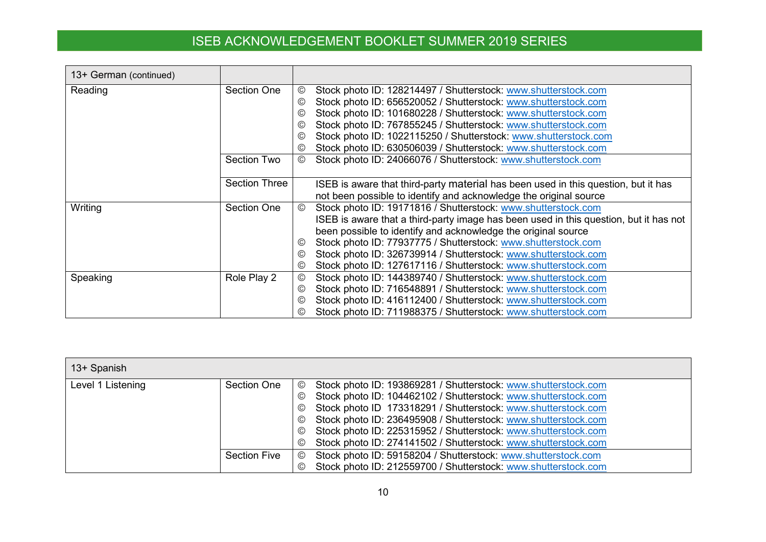| 13+ German (continued) | | |
|---|---|---|
| Reading | Section One | © Stock photo ID: 128214497 / Shutterstock: www.shutterstock.com<br>© Stock photo ID: 656520052 / Shutterstock: www.shutterstock.com<br>© Stock photo ID: 101680228 / Shutterstock: www.shutterstock.com<br>© Stock photo ID: 767855245 / Shutterstock: www.shutterstock.com<br>© Stock photo ID: 1022115250 / Shutterstock: www.shutterstock.com<br>© Stock photo ID: 630506039 / Shutterstock: www.shutterstock.com |
| | Section Two | © Stock photo ID: 24066076 / Shutterstock: www.shutterstock.com |
| | Section Three | ISEB is aware that third-party material has been used in this question, but it has not been possible to identify and acknowledge the original source |
| Writing | Section One | © Stock photo ID: 19171816 / Shutterstock: www.shutterstock.com<br>ISEB is aware that a third-party image has been used in this question, but it has not been possible to identify and acknowledge the original source<br>© Stock photo ID: 77937775 / Shutterstock: www.shutterstock.com<br>© Stock photo ID: 326739914 / Shutterstock: www.shutterstock.com<br>© Stock photo ID: 127617116 / Shutterstock: www.shutterstock.com |
| Speaking | Role Play 2 | © Stock photo ID: 144389740 / Shutterstock: www.shutterstock.com<br>© Stock photo ID: 716548891 / Shutterstock: www.shutterstock.com<br>© Stock photo ID: 416112400 / Shutterstock: www.shutterstock.com<br>© Stock photo ID: 711988375 / Shutterstock: www.shutterstock.com |

| 13+ Spanish | | |
|---|---|---|
| Level 1 Listening | Section One | © Stock photo ID: 193869281 / Shutterstock: www.shutterstock.com<br>© Stock photo ID: 104462102 / Shutterstock: www.shutterstock.com<br>© Stock photo ID  173318291 / Shutterstock: www.shutterstock.com<br>© Stock photo ID: 236495908 / Shutterstock: www.shutterstock.com<br>© Stock photo ID: 225315952 / Shutterstock: www.shutterstock.com<br>© Stock photo ID: 274141502 / Shutterstock: www.shutterstock.com |
| | Section Five | © Stock photo ID: 59158204 / Shutterstock: www.shutterstock.com<br>© Stock photo ID: 212559700 / Shutterstock: www.shutterstock.com |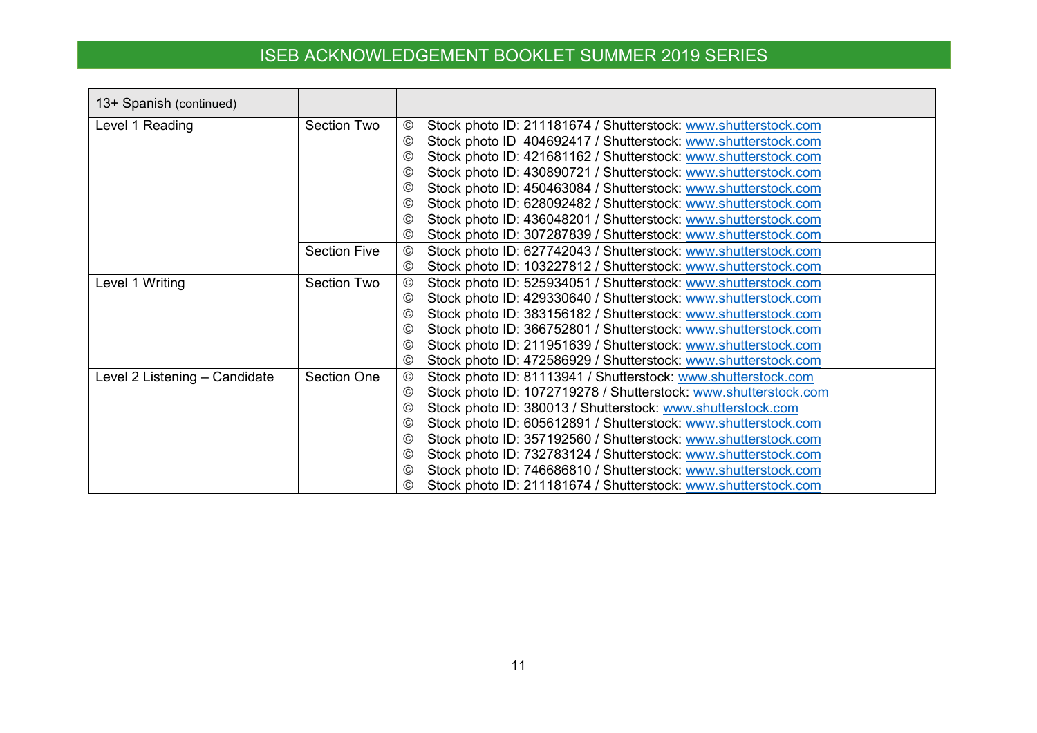| 13+ Spanish (continued) | | |
|---|---|---|
| Level 1 Reading | Section Two | © Stock photo ID: 211181674 / Shutterstock: www.shutterstock.com<br>© Stock photo ID 404692417 / Shutterstock: www.shutterstock.com<br>© Stock photo ID: 421681162 / Shutterstock: www.shutterstock.com<br>© Stock photo ID: 430890721 / Shutterstock: www.shutterstock.com<br>© Stock photo ID: 450463084 / Shutterstock: www.shutterstock.com<br>© Stock photo ID: 628092482 / Shutterstock: www.shutterstock.com<br>© Stock photo ID: 436048201 / Shutterstock: www.shutterstock.com<br>© Stock photo ID: 307287839 / Shutterstock: www.shutterstock.com |
| | Section Five | © Stock photo ID: 627742043 / Shutterstock: www.shutterstock.com<br>© Stock photo ID: 103227812 / Shutterstock: www.shutterstock.com |
| Level 1 Writing | Section Two | © Stock photo ID: 525934051 / Shutterstock: www.shutterstock.com<br>© Stock photo ID: 429330640 / Shutterstock: www.shutterstock.com<br>© Stock photo ID: 383156182 / Shutterstock: www.shutterstock.com<br>© Stock photo ID: 366752801 / Shutterstock: www.shutterstock.com<br>© Stock photo ID: 211951639 / Shutterstock: www.shutterstock.com<br>© Stock photo ID: 472586929 / Shutterstock: www.shutterstock.com |
| Level 2 Listening – Candidate | Section One | © Stock photo ID: 81113941 / Shutterstock: www.shutterstock.com<br>© Stock photo ID: 1072719278 / Shutterstock: www.shutterstock.com<br>© Stock photo ID: 380013 / Shutterstock: www.shutterstock.com<br>© Stock photo ID: 605612891 / Shutterstock: www.shutterstock.com<br>© Stock photo ID: 357192560 / Shutterstock: www.shutterstock.com<br>© Stock photo ID: 732783124 / Shutterstock: www.shutterstock.com<br>© Stock photo ID: 746686810 / Shutterstock: www.shutterstock.com<br>© Stock photo ID: 211181674 / Shutterstock: www.shutterstock.com |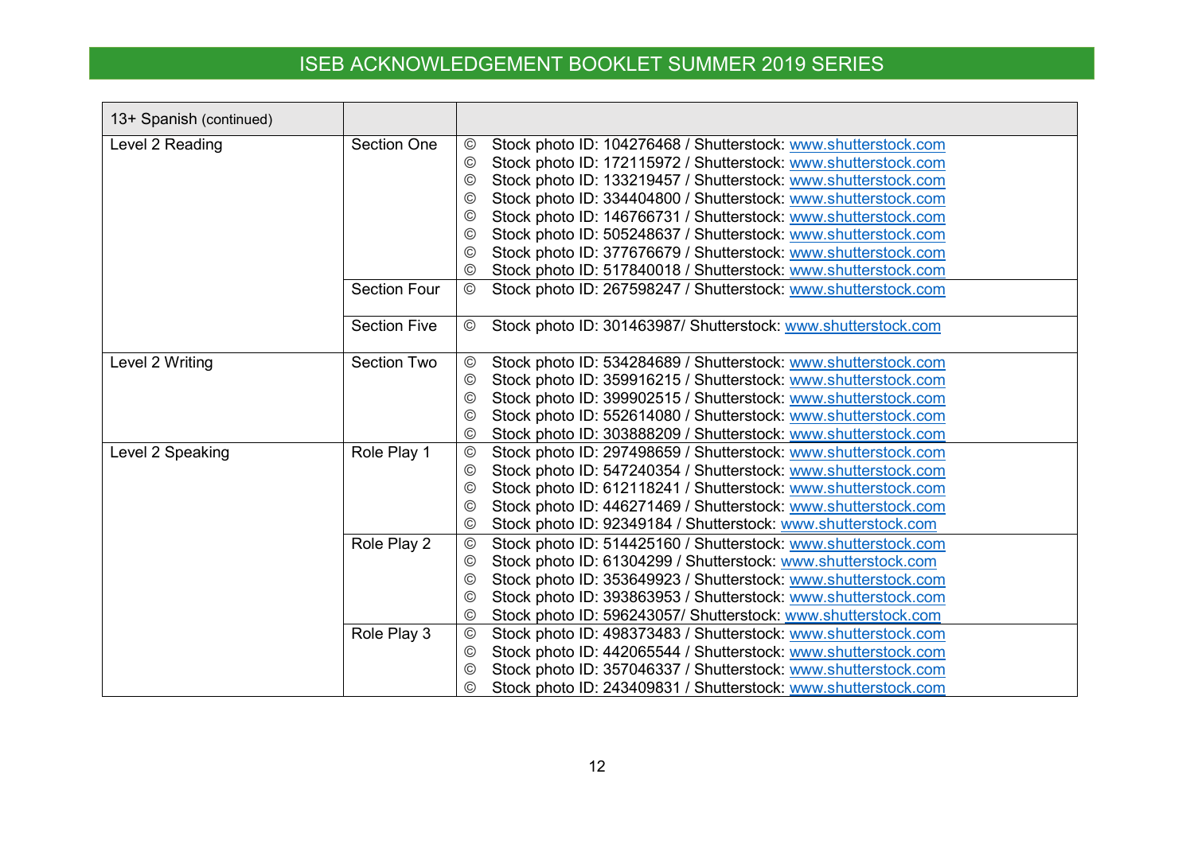## ISEB ACKNOWLEDGEMENT BOOKLET SUMMER 2019 SERIES

| 13+ Spanish (continued) | | |
|---|---|---|
| Level 2 Reading | Section One | © Stock photo ID: 104276468 / Shutterstock: www.shutterstock.com<br>© Stock photo ID: 172115972 / Shutterstock: www.shutterstock.com<br>© Stock photo ID: 133219457 / Shutterstock: www.shutterstock.com<br>© Stock photo ID: 334404800 / Shutterstock: www.shutterstock.com<br>© Stock photo ID: 146766731 / Shutterstock: www.shutterstock.com<br>© Stock photo ID: 505248637 / Shutterstock: www.shutterstock.com<br>© Stock photo ID: 377676679 / Shutterstock: www.shutterstock.com<br>© Stock photo ID: 517840018 / Shutterstock: www.shutterstock.com |
| | Section Four | © Stock photo ID: 267598247 / Shutterstock: www.shutterstock.com |
| | Section Five | © Stock photo ID: 301463987/ Shutterstock: www.shutterstock.com |
| Level 2 Writing | Section Two | © Stock photo ID: 534284689 / Shutterstock: www.shutterstock.com<br>© Stock photo ID: 359916215 / Shutterstock: www.shutterstock.com<br>© Stock photo ID: 399902515 / Shutterstock: www.shutterstock.com<br>© Stock photo ID: 552614080 / Shutterstock: www.shutterstock.com<br>© Stock photo ID: 303888209 / Shutterstock: www.shutterstock.com |
| Level 2 Speaking | Role Play 1 | © Stock photo ID: 297498659 / Shutterstock: www.shutterstock.com<br>© Stock photo ID: 547240354 / Shutterstock: www.shutterstock.com<br>© Stock photo ID: 612118241 / Shutterstock: www.shutterstock.com<br>© Stock photo ID: 446271469 / Shutterstock: www.shutterstock.com<br>© Stock photo ID: 92349184 / Shutterstock: www.shutterstock.com |
| | Role Play 2 | © Stock photo ID: 514425160 / Shutterstock: www.shutterstock.com<br>© Stock photo ID: 61304299 / Shutterstock: www.shutterstock.com<br>© Stock photo ID: 353649923 / Shutterstock: www.shutterstock.com<br>© Stock photo ID: 393863953 / Shutterstock: www.shutterstock.com<br>© Stock photo ID: 596243057/ Shutterstock: www.shutterstock.com |
| | Role Play 3 | © Stock photo ID: 498373483 / Shutterstock: www.shutterstock.com<br>© Stock photo ID: 442065544 / Shutterstock: www.shutterstock.com<br>© Stock photo ID: 357046337 / Shutterstock: www.shutterstock.com<br>© Stock photo ID: 243409831 / Shutterstock: www.shutterstock.com |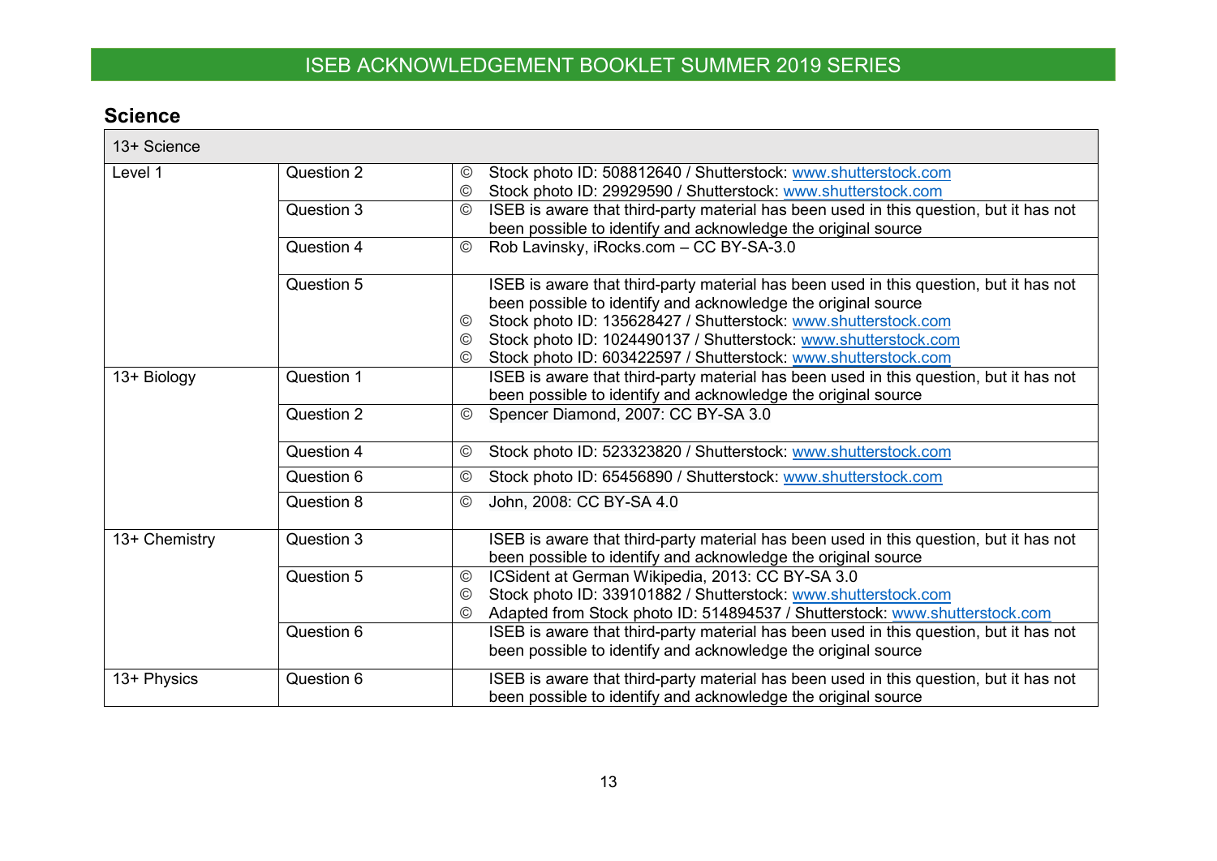## Science

| 13+ Science | | |
|---|---|---|
| Level 1 | Question 2 | © Stock photo ID: 508812640 / Shutterstock: www.shutterstock.com<br>© Stock photo ID: 29929590 / Shutterstock: www.shutterstock.com |
| | Question 3 | © ISEB is aware that third-party material has been used in this question, but it has not been possible to identify and acknowledge the original source |
| | Question 4 | © Rob Lavinsky, iRocks.com – CC BY-SA-3.0 |
| | Question 5 | ISEB is aware that third-party material has been used in this question, but it has not been possible to identify and acknowledge the original source<br>© Stock photo ID: 135628427 / Shutterstock: www.shutterstock.com<br>© Stock photo ID: 1024490137 / Shutterstock: www.shutterstock.com<br>© Stock photo ID: 603422597 / Shutterstock: www.shutterstock.com |
| 13+ Biology | Question 1 | ISEB is aware that third-party material has been used in this question, but it has not been possible to identify and acknowledge the original source |
| | Question 2 | © Spencer Diamond, 2007: CC BY-SA 3.0 |
| | Question 4 | © Stock photo ID: 523323820 / Shutterstock: www.shutterstock.com |
| | Question 6 | © Stock photo ID: 65456890 / Shutterstock: www.shutterstock.com |
| | Question 8 | © John, 2008: CC BY-SA 4.0 |
| 13+ Chemistry | Question 3 | ISEB is aware that third-party material has been used in this question, but it has not been possible to identify and acknowledge the original source |
| | Question 5 | © ICSident at German Wikipedia, 2013: CC BY-SA 3.0<br>© Stock photo ID: 339101882 / Shutterstock: www.shutterstock.com<br>© Adapted from Stock photo ID: 514894537 / Shutterstock: www.shutterstock.com |
| | Question 6 | ISEB is aware that third-party material has been used in this question, but it has not been possible to identify and acknowledge the original source |
| 13+ Physics | Question 6 | ISEB is aware that third-party material has been used in this question, but it has not been possible to identify and acknowledge the original source |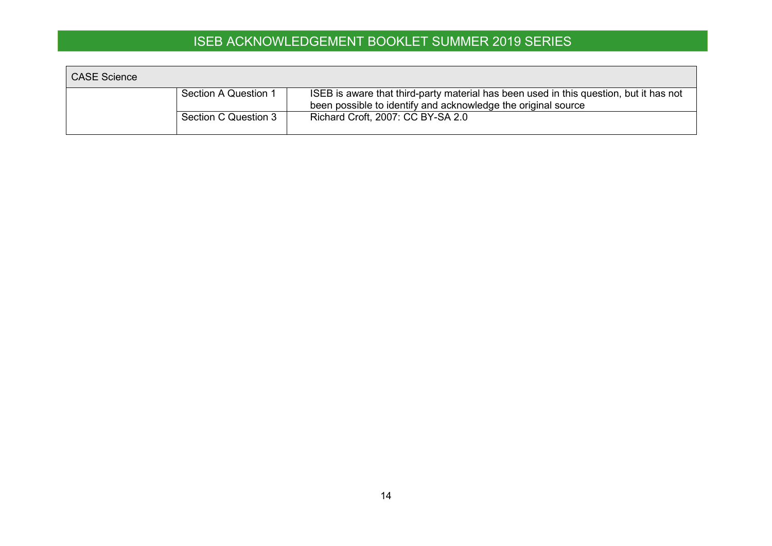# ISEB ACKNOWLEDGEMENT BOOKLET SUMMER 2019 SERIES

| CASE Science | | |
|---|---|---|
| | Section A Question 1 | ISEB is aware that third-party material has been used in this question, but it has not been possible to identify and acknowledge the original source |
| | Section C Question 3 | Richard Croft, 2007: CC BY-SA 2.0 |